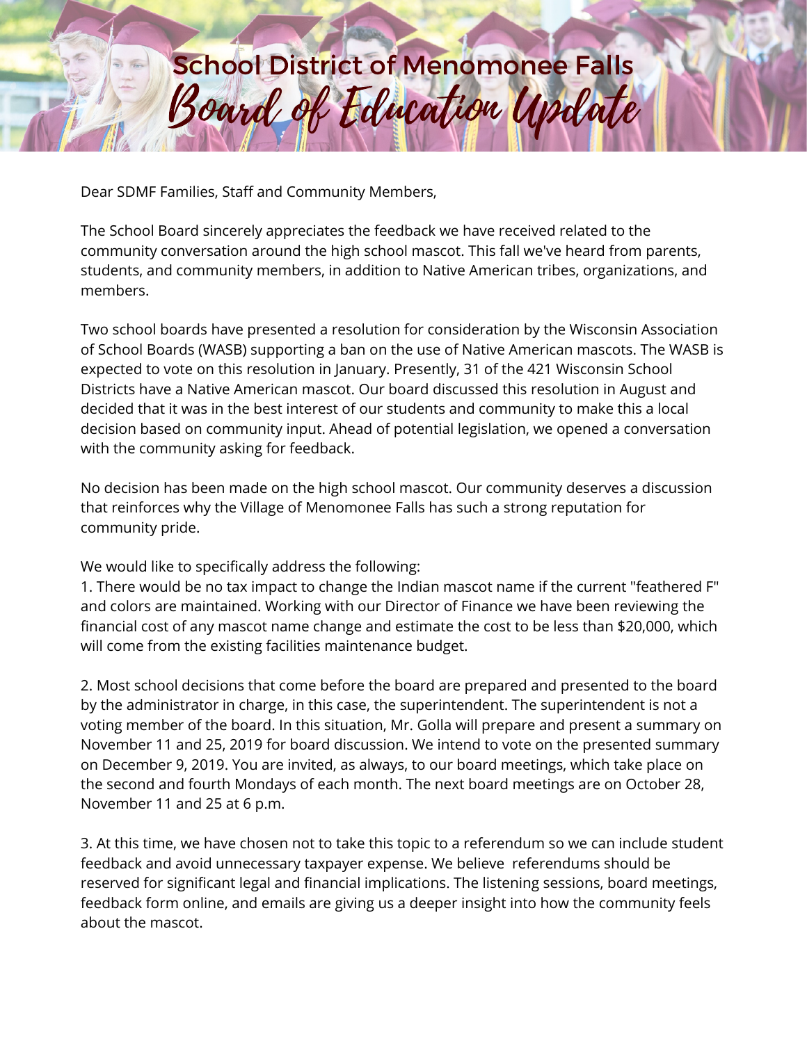# School District of Menomonee Falls

## *Board of Education Update*

Dear SDMF Families, Staff and Community Members,

The School Board sincerely appreciates the feedback we have received related to the community conversation around the high school mascot. This fall we've heard from parents, students, and community members, in addition to Native American tribes, organizations, and members.

Two school boards have presented a resolution for consideration by the Wisconsin Association of School Boards (WASB) supporting a ban on the use of Native American mascots. The WASB is expected to vote on this resolution in January. Presently, 31 of the 421 Wisconsin School Districts have a Native American mascot. Our board discussed this resolution in August and decided that it was in the best interest of our students and community to make this a local decision based on community input. Ahead of potential legislation, we opened a conversation with the community asking for feedback.

No decision has been made on the high school mascot. Our community deserves a discussion that reinforces why the Village of Menomonee Falls has such a strong reputation for community pride.

We would like to specifically address the following:

1. There would be no tax impact to change the Indian mascot name if the current "feathered F" and colors are maintained. Working with our Director of Finance we have been reviewing the financial cost of any mascot name change and estimate the cost to be less than $20,000, which will come from the existing facilities maintenance budget.

2. Most school decisions that come before the board are prepared and presented to the board by the administrator in charge, in this case, the superintendent. The superintendent is not a voting member of the board. In this situation, Mr. Golla will prepare and present a summary on November 11 and 25, 2019 for board discussion. We intend to vote on the presented summary on December 9, 2019. You are invited, as always, to our board meetings, which take place on the second and fourth Mondays of each month. The next board meetings are on October 28, November 11 and 25 at 6 p.m.

3. At this time, we have chosen not to take this topic to a referendum so we can include student feedback and avoid unnecessary taxpayer expense. We believe referendums should be reserved for significant legal and financial implications. The listening sessions, board meetings, feedback form online, and emails are giving us a deeper insight into how the community feels about the mascot.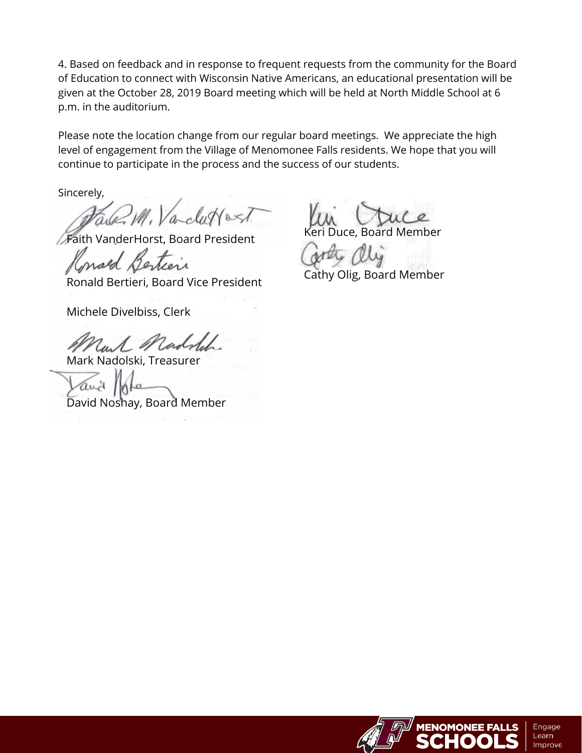4. Based on feedback and in response to frequent requests from the community for the Board of Education to connect with Wisconsin Native Americans, an educational presentation will be given at the October 28, 2019 Board meeting which will be held at North Middle School at 6 p.m. in the auditorium.

Please note the location change from our regular board meetings. We appreciate the high level of engagement from the Village of Menomonee Falls residents. We hope that you will continue to participate in the process and the success of our students.

Sincerely,

Faith VanderHorst, Board President

Ronald Bertieri, Board Vice President

Michele Divelbiss, Clerk

Mark Nadolski, Treasurer

David Noshay, Board Member

Keri Duce, Board Member

Cathy Olig, Board Member